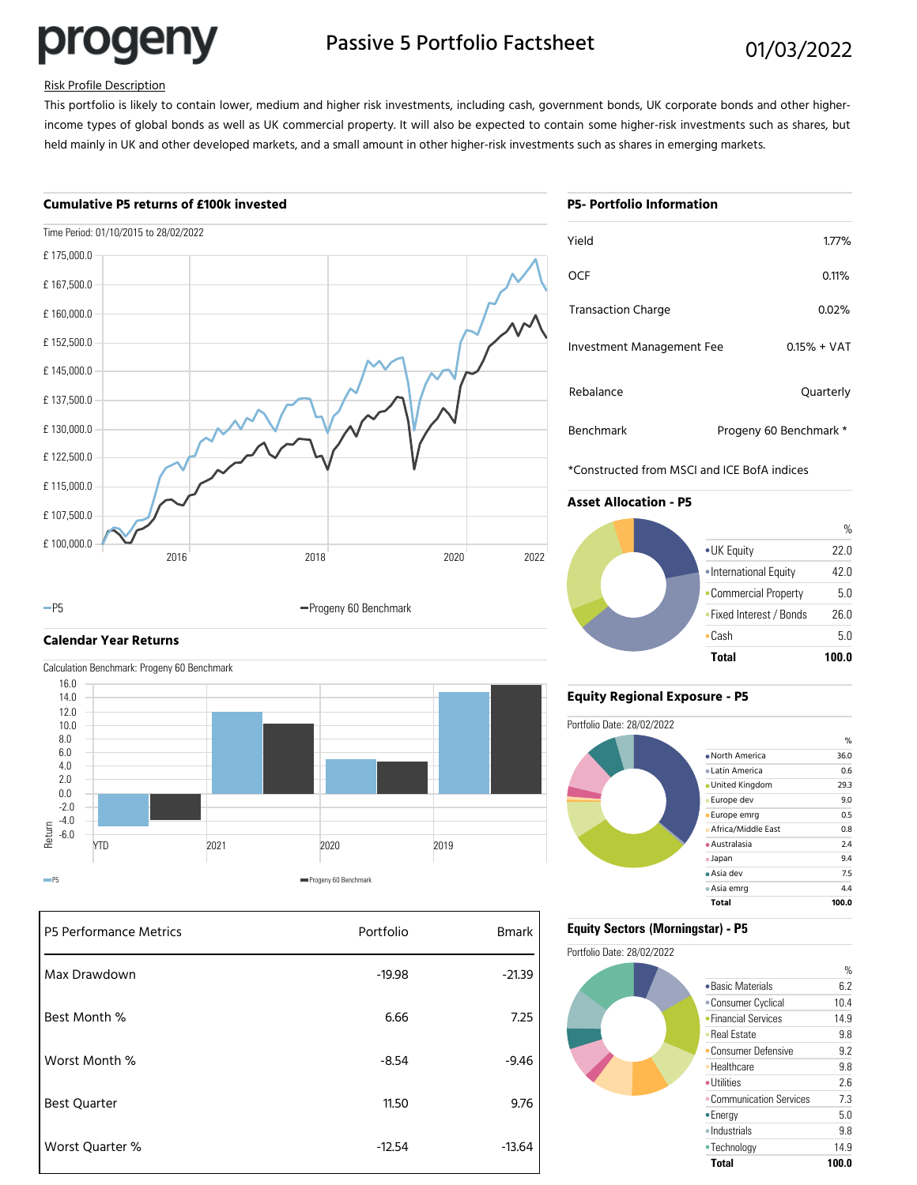# Passive 5 Portfolio Factsheet

progeny

01/03/2022

Risk Profile Description

This portfolio is likely to contain lower, medium and higher risk investments, including cash, government bonds, UK corporate bonds and other higher-income types of global bonds as well as UK commercial property. It will also be expected to contain some higher-risk investments such as shares, but held mainly in UK and other developed markets, and a small amount in other higher-risk investments such as shares in emerging markets.

## Cumulative P5 returns of £100k invested

Time Period: 01/10/2015 to 28/02/2022

—P5 —Progeny 60 Benchmark

## Calendar Year Returns

Calculation Benchmark: Progeny 60 Benchmark

P5 / Progeny 60 Benchmark

| P5 Performance Metrics | Portfolio | Bmark |
|---|---|---|
| Max Drawdown | -19.98 | -21.39 |
| Best Month % | 6.66 | 7.25 |
| Worst Month % | -8.54 | -9.46 |
| Best Quarter | 11.50 | 9.76 |
| Worst Quarter % | -12.54 | -13.64 |

## P5- Portfolio Information

| | |
|---|---|
| Yield | 1.77% |
| OCF | 0.11% |
| Transaction Charge | 0.02% |
| Investment Management Fee | 0.15% + VAT |
| Rebalance | Quarterly |
| Benchmark | Progeny 60 Benchmark * |

*Constructed from MSCI and ICE BofA indices

## Asset Allocation - P5

| | % |
|---|---|
| UK Equity | 22.0 |
| International Equity | 42.0 |
| Commercial Property | 5.0 |
| Fixed Interest / Bonds | 26.0 |
| Cash | 5.0 |
| **Total** | **100.0** |

## Equity Regional Exposure - P5

Portfolio Date: 28/02/2022

| | % |
|---|---|
| North America | 36.0 |
| Latin America | 0.6 |
| United Kingdom | 29.3 |
| Europe dev | 9.0 |
| Europe emrg | 0.5 |
| Africa/Middle East | 0.8 |
| Australasia | 2.4 |
| Japan | 9.4 |
| Asia dev | 7.5 |
| Asia emrg | 4.4 |
| **Total** | **100.0** |

## Equity Sectors (Morningstar) - P5

Portfolio Date: 28/02/2022

| | % |
|---|---|
| Basic Materials | 6.2 |
| Consumer Cyclical | 10.4 |
| Financial Services | 14.9 |
| Real Estate | 9.8 |
| Consumer Defensive | 9.2 |
| Healthcare | 9.8 |
| Utilities | 2.6 |
| Communication Services | 7.3 |
| Energy | 5.0 |
| Industrials | 9.8 |
| Technology | 14.9 |
| **Total** | **100.0** |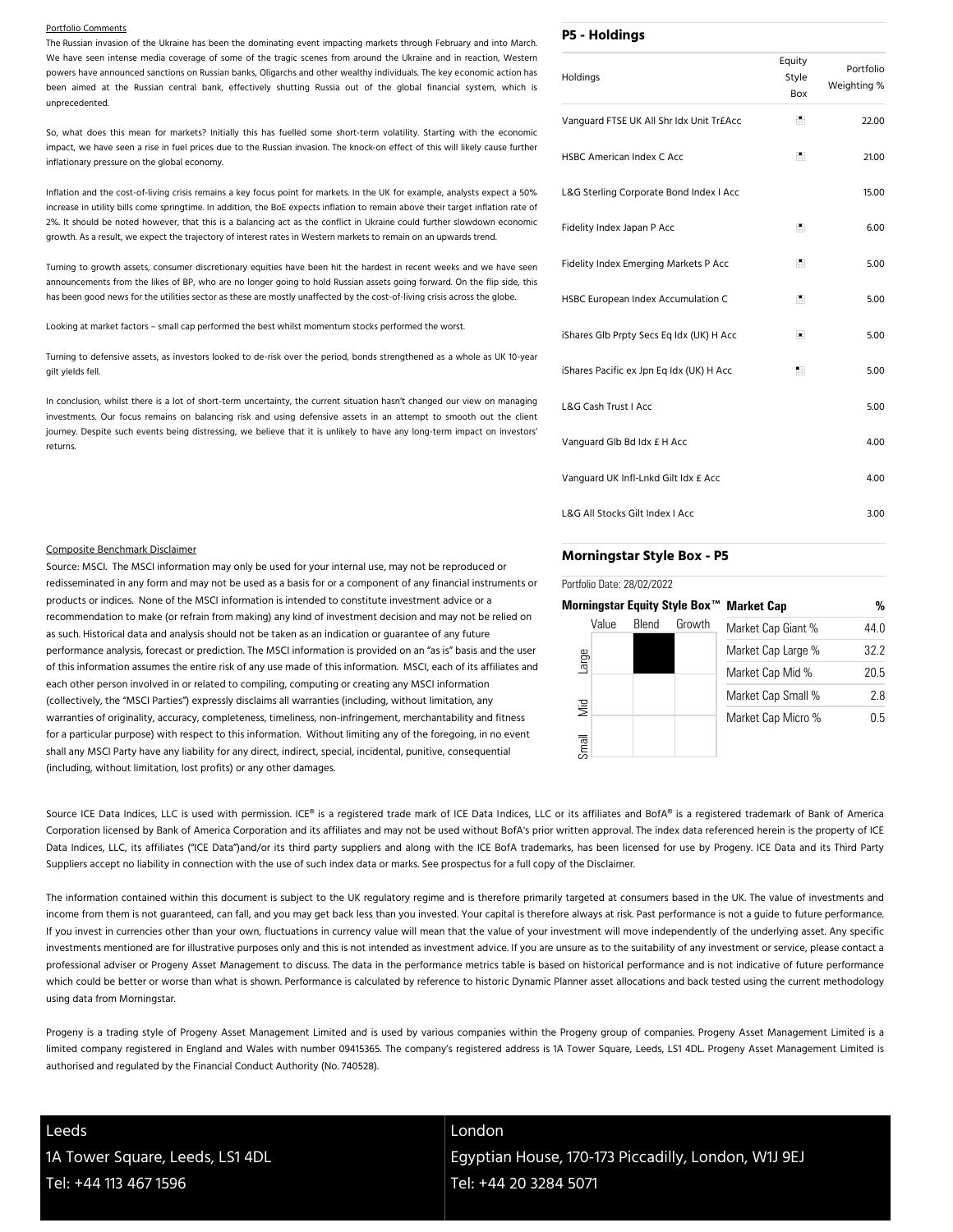Portfolio Comments

The Russian invasion of the Ukraine has been the dominating event impacting markets through February and into March. We have seen intense media coverage of some of the tragic scenes from around the Ukraine and in reaction, Western powers have announced sanctions on Russian banks, Oligarchs and other wealthy individuals. The key economic action has been aimed at the Russian central bank, effectively shutting Russia out of the global financial system, which is unprecedented.

So, what does this mean for markets? Initially this has fuelled some short-term volatility. Starting with the economic impact, we have seen a rise in fuel prices due to the Russian invasion. The knock-on effect of this will likely cause further inflationary pressure on the global economy.

Inflation and the cost-of-living crisis remains a key focus point for markets. In the UK for example, analysts expect a 50% increase in utility bills come springtime. In addition, the BoE expects inflation to remain above their target inflation rate of 2%. It should be noted however, that this is a balancing act as the conflict in Ukraine could further slowdown economic growth. As a result, we expect the trajectory of interest rates in Western markets to remain on an upwards trend.

Turning to growth assets, consumer discretionary equities have been hit the hardest in recent weeks and we have seen announcements from the likes of BP, who are no longer going to hold Russian assets going forward. On the flip side, this has been good news for the utilities sector as these are mostly unaffected by the cost-of-living crisis across the globe.

Looking at market factors – small cap performed the best whilst momentum stocks performed the worst.

Turning to defensive assets, as investors looked to de-risk over the period, bonds strengthened as a whole as UK 10-year gilt yields fell.

In conclusion, whilst there is a lot of short-term uncertainty, the current situation hasn't changed our view on managing investments. Our focus remains on balancing risk and using defensive assets in an attempt to smooth out the client journey. Despite such events being distressing, we believe that it is unlikely to have any long-term impact on investors' returns.

## P5 - Holdings

| Holdings | Equity Style Box | Portfolio Weighting % |
|---|---|---|
| Vanguard FTSE UK All Shr Idx Unit Tr£Acc | | 22.00 |
| HSBC American Index C Acc | | 21.00 |
| L&G Sterling Corporate Bond Index I Acc | | 15.00 |
| Fidelity Index Japan P Acc | | 6.00 |
| Fidelity Index Emerging Markets P Acc | | 5.00 |
| HSBC European Index Accumulation C | | 5.00 |
| iShares Glb Prpty Secs Eq Idx (UK) H Acc | | 5.00 |
| iShares Pacific ex Jpn Eq Idx (UK) H Acc | | 5.00 |
| L&G Cash Trust I Acc | | 5.00 |
| Vanguard Glb Bd Idx £ H Acc | | 4.00 |
| Vanguard UK Infl-Lnkd Gilt Idx £ Acc | | 4.00 |
| L&G All Stocks Gilt Index I Acc | | 3.00 |

Composite Benchmark Disclaimer

Source: MSCI. The MSCI information may only be used for your internal use, may not be reproduced or redisseminated in any form and may not be used as a basis for or a component of any financial instruments or products or indices. None of the MSCI information is intended to constitute investment advice or a recommendation to make (or refrain from making) any kind of investment decision and may not be relied on as such. Historical data and analysis should not be taken as an indication or guarantee of any future performance analysis, forecast or prediction. The MSCI information is provided on an "as is" basis and the user of this information assumes the entire risk of any use made of this information. MSCI, each of its affiliates and each other person involved in or related to compiling, computing or creating any MSCI information (collectively, the "MSCI Parties") expressly disclaims all warranties (including, without limitation, any warranties of originality, accuracy, completeness, timeliness, non-infringement, merchantability and fitness for a particular purpose) with respect to this information. Without limiting any of the foregoing, in no event shall any MSCI Party have any liability for any direct, indirect, special, incidental, punitive, consequential (including, without limitation, lost profits) or any other damages.

## Morningstar Style Box - P5

Portfolio Date: 28/02/2022

Morningstar Equity Style Box™

Value Blend Growth

Large

Mid

Small

| Market Cap | % |
|---|---|
| Market Cap Giant % | 44.0 |
| Market Cap Large % | 32.2 |
| Market Cap Mid % | 20.5 |
| Market Cap Small % | 2.8 |
| Market Cap Micro % | 0.5 |

Source ICE Data Indices, LLC is used with permission. ICE® is a registered trade mark of ICE Data Indices, LLC or its affiliates and BofA® is a registered trademark of Bank of America Corporation licensed by Bank of America Corporation and its affiliates and may not be used without BofA's prior written approval. The index data referenced herein is the property of ICE Data Indices, LLC, its affiliates ("ICE Data")and/or its third party suppliers and along with the ICE BofA trademarks, has been licensed for use by Progeny. ICE Data and its Third Party Suppliers accept no liability in connection with the use of such index data or marks. See prospectus for a full copy of the Disclaimer.

The information contained within this document is subject to the UK regulatory regime and is therefore primarily targeted at consumers based in the UK. The value of investments and income from them is not guaranteed, can fall, and you may get back less than you invested. Your capital is therefore always at risk. Past performance is not a guide to future performance. If you invest in currencies other than your own, fluctuations in currency value will mean that the value of your investment will move independently of the underlying asset. Any specific investments mentioned are for illustrative purposes only and this is not intended as investment advice. If you are unsure as to the suitability of any investment or service, please contact a professional adviser or Progeny Asset Management to discuss. The data in the performance metrics table is based on historical performance and is not indicative of future performance which could be better or worse than what is shown. Performance is calculated by reference to historic Dynamic Planner asset allocations and back tested using the current methodology using data from Morningstar.

Progeny is a trading style of Progeny Asset Management Limited and is used by various companies within the Progeny group of companies. Progeny Asset Management Limited is a limited company registered in England and Wales with number 09415365. The company's registered address is 1A Tower Square, Leeds, LS1 4DL. Progeny Asset Management Limited is authorised and regulated by the Financial Conduct Authority (No. 740528).

Leeds
1A Tower Square, Leeds, LS1 4DL
Tel: +44 113 467 1596

London
Egyptian House, 170-173 Piccadilly, London, W1J 9EJ
Tel: +44 20 3284 5071